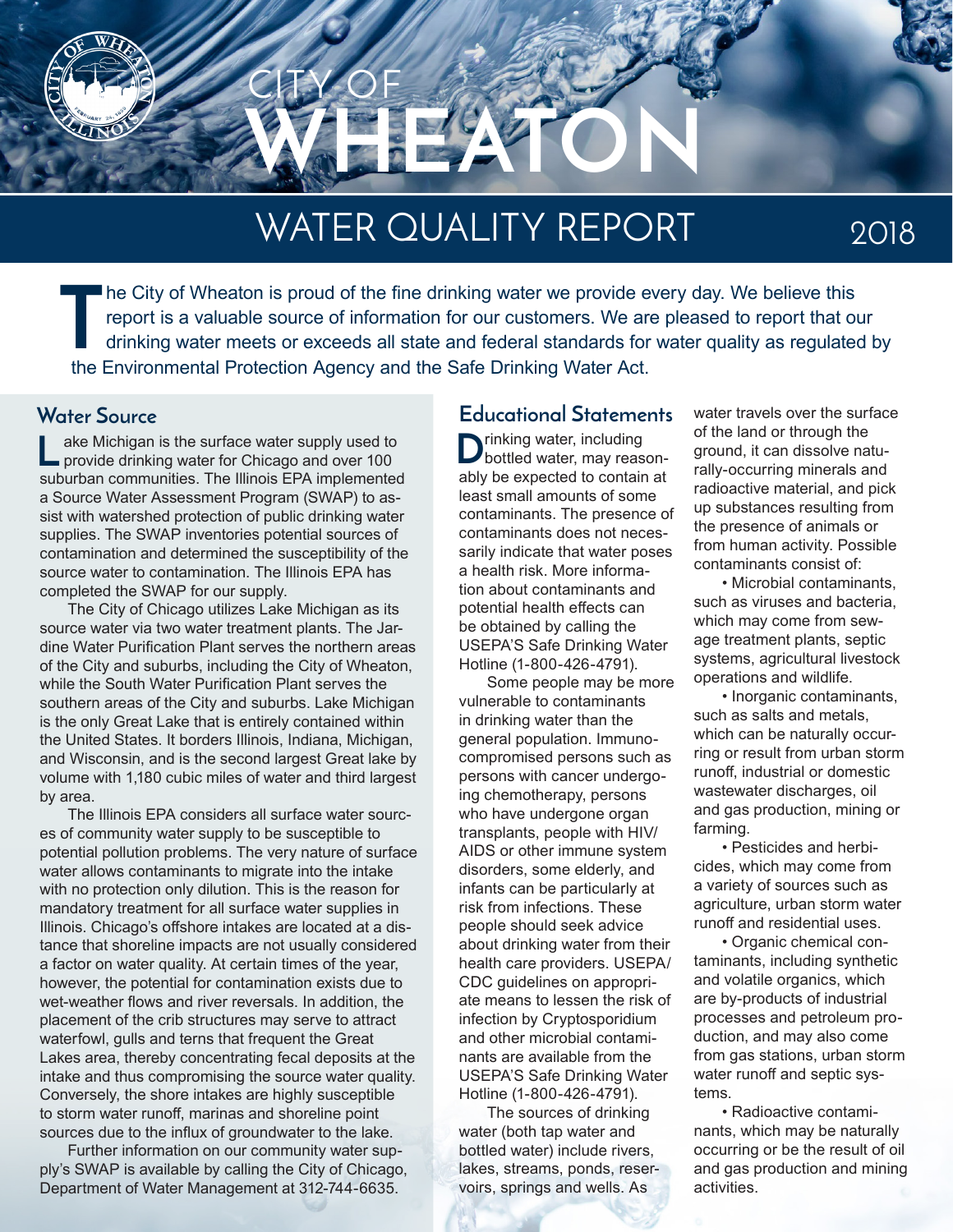# CITY OF WHEATON

# WATER QUALITY REPORT 2018

The City of Wheaton is proud of the fine drinking water we provide every day. We believe this report is a valuable source of information for our customers. We are pleased to report that our drinking water meets or exceeds all state and federal standards for water quality as regulated by the Environmental Protection Agency and the Safe Drinking Water Act.

## Water Source

Lake Michigan is the surface water supply used to provide drinking water for Chicago and over 100 suburban communities. The Illinois EPA implemented a Source Water Assessment Program (SWAP) to assist with watershed protection of public drinking water supplies. The SWAP inventories potential sources of contamination and determined the susceptibility of the source water to contamination. The Illinois EPA has completed the SWAP for our supply.

The City of Chicago utilizes Lake Michigan as its source water via two water treatment plants. The Jardine Water Purification Plant serves the northern areas of the City and suburbs, including the City of Wheaton, while the South Water Purification Plant serves the southern areas of the City and suburbs. Lake Michigan is the only Great Lake that is entirely contained within the United States. It borders Illinois, Indiana, Michigan, and Wisconsin, and is the second largest Great lake by volume with 1,180 cubic miles of water and third largest by area.

The Illinois EPA considers all surface water sources of community water supply to be susceptible to potential pollution problems. The very nature of surface water allows contaminants to migrate into the intake with no protection only dilution. This is the reason for mandatory treatment for all surface water supplies in Illinois. Chicago's offshore intakes are located at a distance that shoreline impacts are not usually considered a factor on water quality. At certain times of the year, however, the potential for contamination exists due to wet-weather flows and river reversals. In addition, the placement of the crib structures may serve to attract waterfowl, gulls and terns that frequent the Great Lakes area, thereby concentrating fecal deposits at the intake and thus compromising the source water quality. Conversely, the shore intakes are highly susceptible to storm water runoff, marinas and shoreline point sources due to the influx of groundwater to the lake.

Further information on our community water supply's SWAP is available by calling the City of Chicago, Department of Water Management at 312-744-6635.

## Educational Statements

Drinking water, including bottled water, may reasonably be expected to contain at least small amounts of some contaminants. The presence of contaminants does not necessarily indicate that water poses a health risk. More information about contaminants and potential health effects can be obtained by calling the USEPA'S Safe Drinking Water Hotline (1-800-426-4791).

Some people may be more vulnerable to contaminants in drinking water than the general population. Immunocompromised persons such as persons with cancer undergoing chemotherapy, persons who have undergone organ transplants, people with HIV/AIDS or other immune system disorders, some elderly, and infants can be particularly at risk from infections. These people should seek advice about drinking water from their health care providers. USEPA/CDC guidelines on appropriate means to lessen the risk of infection by Cryptosporidium and other microbial contaminants are available from the USEPA'S Safe Drinking Water Hotline (1-800-426-4791).

The sources of drinking water (both tap water and bottled water) include rivers, lakes, streams, ponds, reservoirs, springs and wells. As water travels over the surface of the land or through the ground, it can dissolve naturally-occurring minerals and radioactive material, and pick up substances resulting from the presence of animals or from human activity. Possible contaminants consist of:

- Microbial contaminants, such as viruses and bacteria, which may come from sewage treatment plants, septic systems, agricultural livestock operations and wildlife.
- Inorganic contaminants, such as salts and metals, which can be naturally occurring or result from urban storm runoff, industrial or domestic wastewater discharges, oil and gas production, mining or farming.
- Pesticides and herbicides, which may come from a variety of sources such as agriculture, urban storm water runoff and residential uses.
- Organic chemical contaminants, including synthetic and volatile organics, which are by-products of industrial processes and petroleum production, and may also come from gas stations, urban storm water runoff and septic systems.
- Radioactive contaminants, which may be naturally occurring or be the result of oil and gas production and mining activities.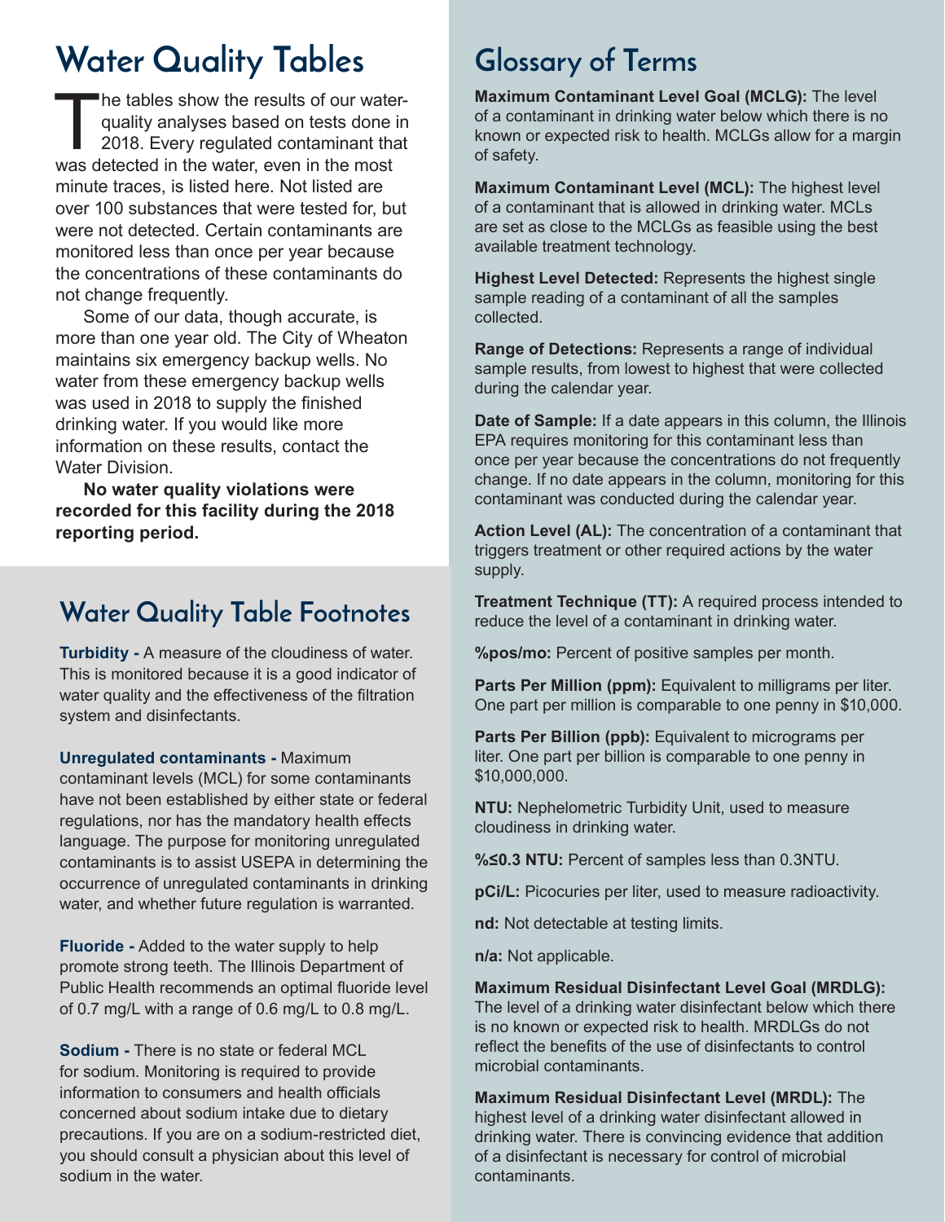## Water Quality Tables

The tables show the results of our water-quality analyses based on tests done in 2018. Every regulated contaminant that was detected in the water, even in the most minute traces, is listed here. Not listed are over 100 substances that were tested for, but were not detected. Certain contaminants are monitored less than once per year because the concentrations of these contaminants do not change frequently.

Some of our data, though accurate, is more than one year old. The City of Wheaton maintains six emergency backup wells. No water from these emergency backup wells was used in 2018 to supply the finished drinking water. If you would like more information on these results, contact the Water Division.

**No water quality violations were recorded for this facility during the 2018 reporting period.**

## Water Quality Table Footnotes

**Turbidity -** A measure of the cloudiness of water. This is monitored because it is a good indicator of water quality and the effectiveness of the filtration system and disinfectants.

**Unregulated contaminants -** Maximum contaminant levels (MCL) for some contaminants have not been established by either state or federal regulations, nor has the mandatory health effects language. The purpose for monitoring unregulated contaminants is to assist USEPA in determining the occurrence of unregulated contaminants in drinking water, and whether future regulation is warranted.

**Fluoride -** Added to the water supply to help promote strong teeth. The Illinois Department of Public Health recommends an optimal fluoride level of 0.7 mg/L with a range of 0.6 mg/L to 0.8 mg/L.

**Sodium -** There is no state or federal MCL for sodium. Monitoring is required to provide information to consumers and health officials concerned about sodium intake due to dietary precautions. If you are on a sodium-restricted diet, you should consult a physician about this level of sodium in the water.

## Glossary of Terms

**Maximum Contaminant Level Goal (MCLG):** The level of a contaminant in drinking water below which there is no known or expected risk to health. MCLGs allow for a margin of safety.

**Maximum Contaminant Level (MCL):** The highest level of a contaminant that is allowed in drinking water. MCLs are set as close to the MCLGs as feasible using the best available treatment technology.

**Highest Level Detected:** Represents the highest single sample reading of a contaminant of all the samples collected.

**Range of Detections:** Represents a range of individual sample results, from lowest to highest that were collected during the calendar year.

**Date of Sample:** If a date appears in this column, the Illinois EPA requires monitoring for this contaminant less than once per year because the concentrations do not frequently change. If no date appears in the column, monitoring for this contaminant was conducted during the calendar year.

**Action Level (AL):** The concentration of a contaminant that triggers treatment or other required actions by the water supply.

**Treatment Technique (TT):** A required process intended to reduce the level of a contaminant in drinking water.

**%pos/mo:** Percent of positive samples per month.

**Parts Per Million (ppm):** Equivalent to milligrams per liter. One part per million is comparable to one penny in $10,000.

**Parts Per Billion (ppb):** Equivalent to micrograms per liter. One part per billion is comparable to one penny in $10,000,000.

**NTU:** Nephelometric Turbidity Unit, used to measure cloudiness in drinking water.

**%≤0.3 NTU:** Percent of samples less than 0.3NTU.

**pCi/L:** Picocuries per liter, used to measure radioactivity.

**nd:** Not detectable at testing limits.

**n/a:** Not applicable.

**Maximum Residual Disinfectant Level Goal (MRDLG):** The level of a drinking water disinfectant below which there is no known or expected risk to health. MRDLGs do not reflect the benefits of the use of disinfectants to control microbial contaminants.

**Maximum Residual Disinfectant Level (MRDL):** The highest level of a drinking water disinfectant allowed in drinking water. There is convincing evidence that addition of a disinfectant is necessary for control of microbial contaminants.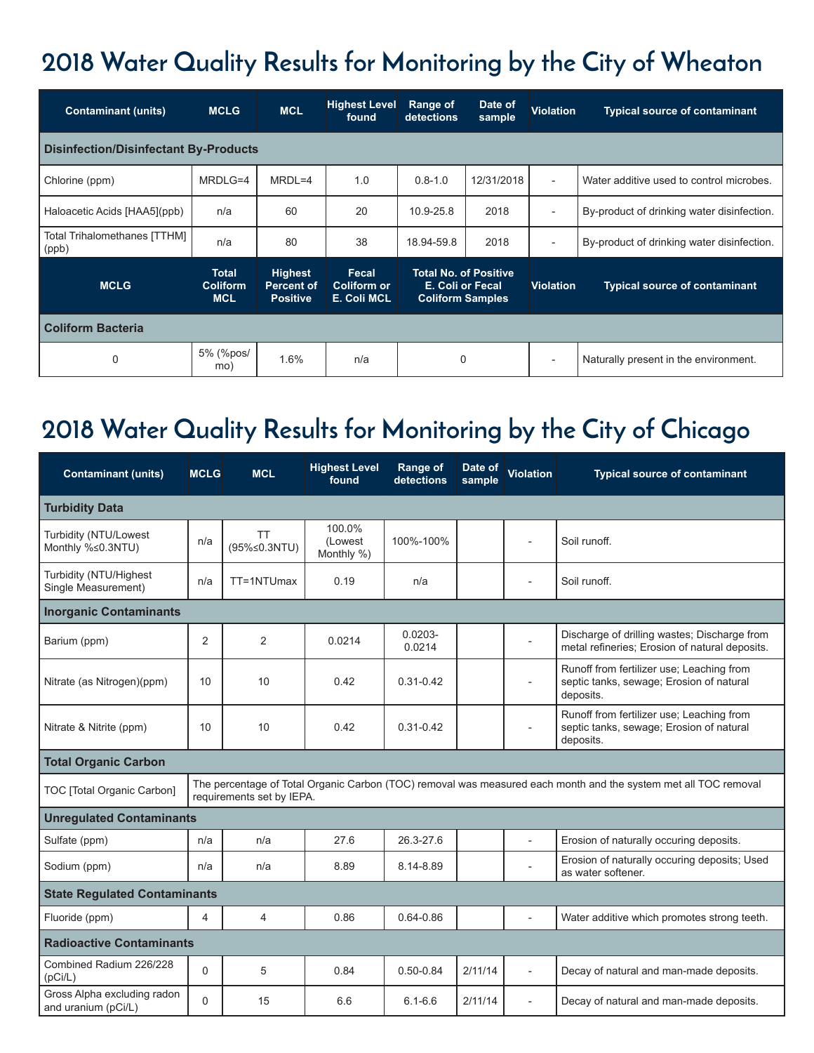# 2018 Water Quality Results for Monitoring by the City of Wheaton

| Contaminant (units) | MCLG | MCL | Highest Level found | Range of detections | Date of sample | Violation | Typical source of contaminant |
|---|---|---|---|---|---|---|---|
| **Disinfection/Disinfectant By-Products** | | | | | | | |
| Chlorine (ppm) | MRDLG=4 | MRDL=4 | 1.0 | 0.8-1.0 | 12/31/2018 | - | Water additive used to control microbes. |
| Haloacetic Acids [HAA5](ppb) | n/a | 60 | 20 | 10.9-25.8 | 2018 | - | By-product of drinking water disinfection. |
| Total Trihalomethanes [TTHM] (ppb) | n/a | 80 | 38 | 18.94-59.8 | 2018 | - | By-product of drinking water disinfection. |
| **MCLG** | **Total Coliform MCL** | **Highest Percent of Positive** | **Fecal Coliform or E. Coli MCL** | **Total No. of Positive E. Coli or Fecal Coliform Samples** | | **Violation** | **Typical source of contaminant** |
| **Coliform Bacteria** | | | | | | | |
| 0 | 5% (%pos/ mo) | 1.6% | n/a | 0 | | - | Naturally present in the environment. |

# 2018 Water Quality Results for Monitoring by the City of Chicago

| Contaminant (units) | MCLG | MCL | Highest Level found | Range of detections | Date of sample | Violation | Typical source of contaminant |
|---|---|---|---|---|---|---|---|
| **Turbidity Data** | | | | | | | |
| Turbidity (NTU/Lowest Monthly %≤0.3NTU) | n/a | TT (95%≤0.3NTU) | 100.0% (Lowest Monthly %) | 100%-100% | | - | Soil runoff. |
| Turbidity (NTU/Highest Single Measurement) | n/a | TT=1NTUmax | 0.19 | n/a | | - | Soil runoff. |
| **Inorganic Contaminants** | | | | | | | |
| Barium (ppm) | 2 | 2 | 0.0214 | 0.0203-0.0214 | | - | Discharge of drilling wastes; Discharge from metal refineries; Erosion of natural deposits. |
| Nitrate (as Nitrogen)(ppm) | 10 | 10 | 0.42 | 0.31-0.42 | | - | Runoff from fertilizer use; Leaching from septic tanks, sewage; Erosion of natural deposits. |
| Nitrate & Nitrite (ppm) | 10 | 10 | 0.42 | 0.31-0.42 | | - | Runoff from fertilizer use; Leaching from septic tanks, sewage; Erosion of natural deposits. |
| **Total Organic Carbon** | | | | | | | |
| TOC [Total Organic Carbon] | The percentage of Total Organic Carbon (TOC) removal was measured each month and the system met all TOC removal requirements set by IEPA. | | | | | | |
| **Unregulated Contaminants** | | | | | | | |
| Sulfate (ppm) | n/a | n/a | 27.6 | 26.3-27.6 | | - | Erosion of naturally occuring deposits. |
| Sodium (ppm) | n/a | n/a | 8.89 | 8.14-8.89 | | - | Erosion of naturally occuring deposits; Used as water softener. |
| **State Regulated Contaminants** | | | | | | | |
| Fluoride (ppm) | 4 | 4 | 0.86 | 0.64-0.86 | | - | Water additive which promotes strong teeth. |
| **Radioactive Contaminants** | | | | | | | |
| Combined Radium 226/228 (pCi/L) | 0 | 5 | 0.84 | 0.50-0.84 | 2/11/14 | - | Decay of natural and man-made deposits. |
| Gross Alpha excluding radon and uranium (pCi/L) | 0 | 15 | 6.6 | 6.1-6.6 | 2/11/14 | - | Decay of natural and man-made deposits. |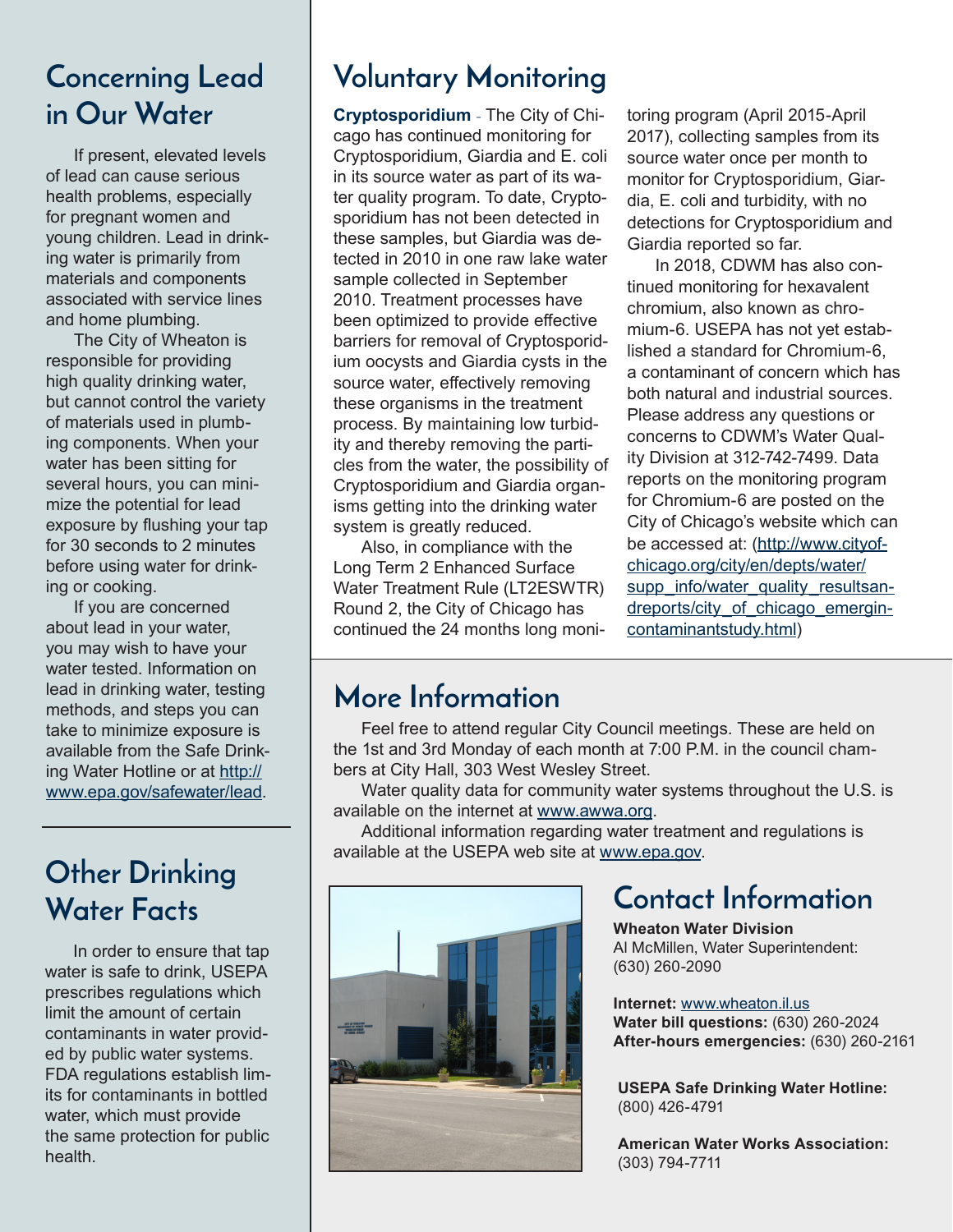## Concerning Lead in Our Water

If present, elevated levels of lead can cause serious health problems, especially for pregnant women and young children. Lead in drinking water is primarily from materials and components associated with service lines and home plumbing.

The City of Wheaton is responsible for providing high quality drinking water, but cannot control the variety of materials used in plumbing components. When your water has been sitting for several hours, you can minimize the potential for lead exposure by flushing your tap for 30 seconds to 2 minutes before using water for drinking or cooking.

If you are concerned about lead in your water, you may wish to have your water tested. Information on lead in drinking water, testing methods, and steps you can take to minimize exposure is available from the Safe Drinking Water Hotline or at http://www.epa.gov/safewater/lead.

## Other Drinking Water Facts

In order to ensure that tap water is safe to drink, USEPA prescribes regulations which limit the amount of certain contaminants in water provided by public water systems. FDA regulations establish limits for contaminants in bottled water, which must provide the same protection for public health.

## Voluntary Monitoring

**Cryptosporidium** - The City of Chicago has continued monitoring for Cryptosporidium, Giardia and E. coli in its source water as part of its water quality program. To date, Cryptosporidium has not been detected in these samples, but Giardia was detected in 2010 in one raw lake water sample collected in September 2010. Treatment processes have been optimized to provide effective barriers for removal of Cryptosporidium oocysts and Giardia cysts in the source water, effectively removing these organisms in the treatment process. By maintaining low turbidity and thereby removing the particles from the water, the possibility of Cryptosporidium and Giardia organisms getting into the drinking water system is greatly reduced.

Also, in compliance with the Long Term 2 Enhanced Surface Water Treatment Rule (LT2ESWTR) Round 2, the City of Chicago has continued the 24 months long monitoring program (April 2015-April 2017), collecting samples from its source water once per month to monitor for Cryptosporidium, Giardia, E. coli and turbidity, with no detections for Cryptosporidium and Giardia reported so far.

In 2018, CDWM has also continued monitoring for hexavalent chromium, also known as chromium-6. USEPA has not yet established a standard for Chromium-6, a contaminant of concern which has both natural and industrial sources. Please address any questions or concerns to CDWM's Water Quality Division at 312-742-7499. Data reports on the monitoring program for Chromium-6 are posted on the City of Chicago's website which can be accessed at: (http://www.cityofchicago.org/city/en/depts/water/supp_info/water_quality_resultsandreports/city_of_chicago_emergincontaminantstudy.html)

## More Information

Feel free to attend regular City Council meetings. These are held on the 1st and 3rd Monday of each month at 7:00 P.M. in the council chambers at City Hall, 303 West Wesley Street.

Water quality data for community water systems throughout the U.S. is available on the internet at www.awwa.org.

Additional information regarding water treatment and regulations is available at the USEPA web site at www.epa.gov.

## Contact Information

**Wheaton Water Division**
Al McMillen, Water Superintendent:
(630) 260-2090

**Internet:** www.wheaton.il.us
**Water bill questions:** (630) 260-2024
**After-hours emergencies:** (630) 260-2161

**USEPA Safe Drinking Water Hotline:**
(800) 426-4791

**American Water Works Association:**
(303) 794-7711